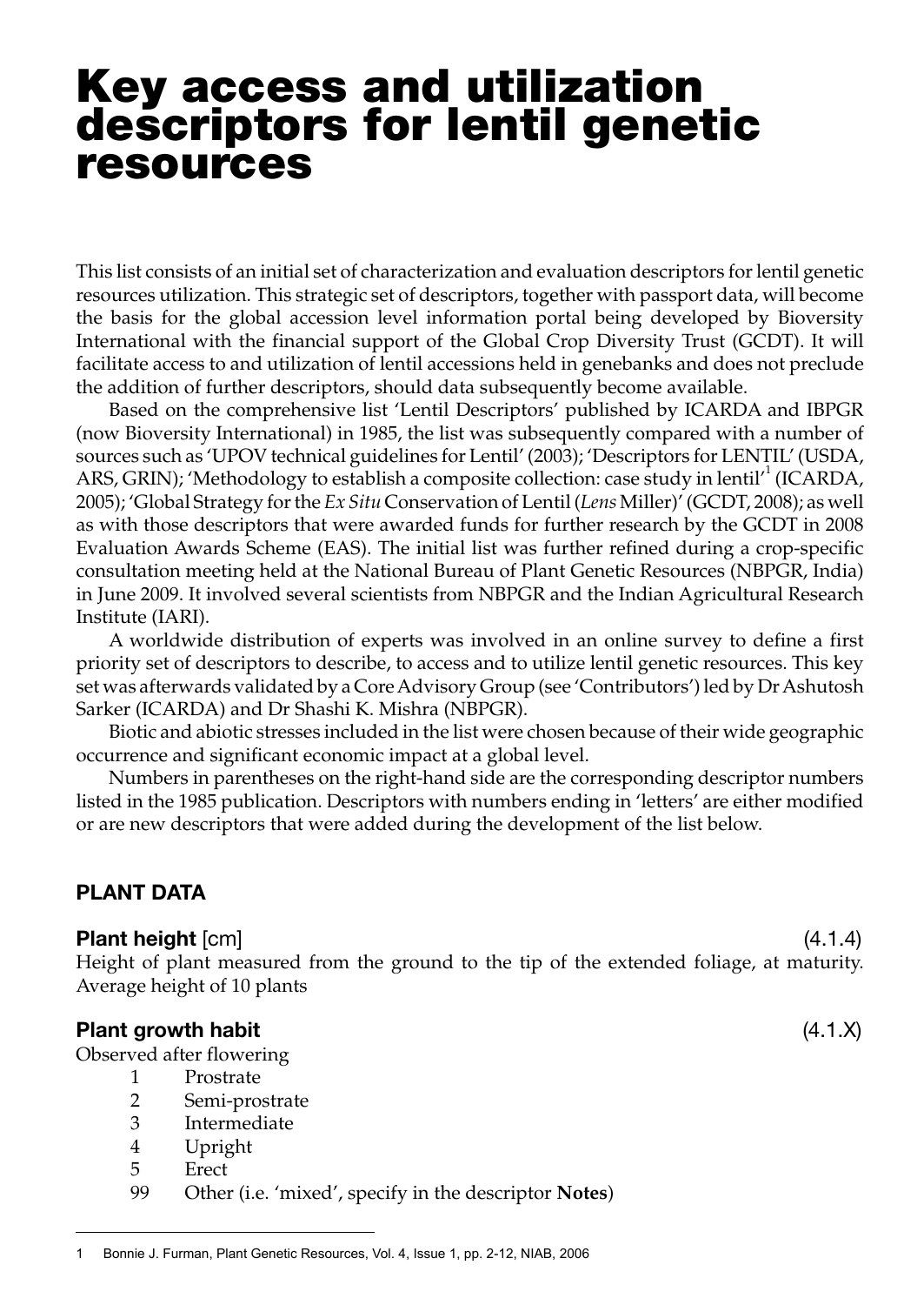# Key access and utilization descriptors for lentil genetic resources

This list consists of an initial set of characterization and evaluation descriptors for lentil genetic resources utilization. This strategic set of descriptors, together with passport data, will become the basis for the global accession level information portal being developed by Bioversity International with the financial support of the Global Crop Diversity Trust (GCDT). It will facilitate access to and utilization of lentil accessions held in genebanks and does not preclude the addition of further descriptors, should data subsequently become available.

Based on the comprehensive list 'Lentil Descriptors' published by ICARDA and IBPGR (now Bioversity International) in 1985, the list was subsequently compared with a number of sources such as 'UPOV technical guidelines for Lentil' (2003); 'Descriptors for LENTIL' (USDA, ARS, GRIN); 'Methodology to establish a composite collection: case study in lentil'[1] (ICARDA, 2005); 'Global Strategy for the *Ex Situ* Conservation of Lentil (*Lens* Miller)' (GCDT, 2008); as well as with those descriptors that were awarded funds for further research by the GCDT in 2008 Evaluation Awards Scheme (EAS). The initial list was further refined during a crop-specific consultation meeting held at the National Bureau of Plant Genetic Resources (NBPGR, India) in June 2009. It involved several scientists from NBPGR and the Indian Agricultural Research Institute (IARI).

A worldwide distribution of experts was involved in an online survey to define a first priority set of descriptors to describe, to access and to utilize lentil genetic resources. This key set was afterwards validated by a Core Advisory Group (see 'Contributors') led by Dr Ashutosh Sarker (ICARDA) and Dr Shashi K. Mishra (NBPGR).

Biotic and abiotic stresses included in the list were chosen because of their wide geographic occurrence and significant economic impact at a global level.

Numbers in parentheses on the right-hand side are the corresponding descriptor numbers listed in the 1985 publication. Descriptors with numbers ending in 'letters' are either modified or are new descriptors that were added during the development of the list below.

## PLANT DATA

### Plant height [cm] (4.1.4)

Height of plant measured from the ground to the tip of the extended foliage, at maturity. Average height of 10 plants

### Plant growth habit (4.1.X)

Observed after flowering

- 1 Prostrate
- 2 Semi-prostrate
- 3 Intermediate
- 4 Upright
- 5 Erect
- 99 Other (i.e. 'mixed', specify in the descriptor **Notes**)

---

1 Bonnie J. Furman, Plant Genetic Resources, Vol. 4, Issue 1, pp. 2-12, NIAB, 2006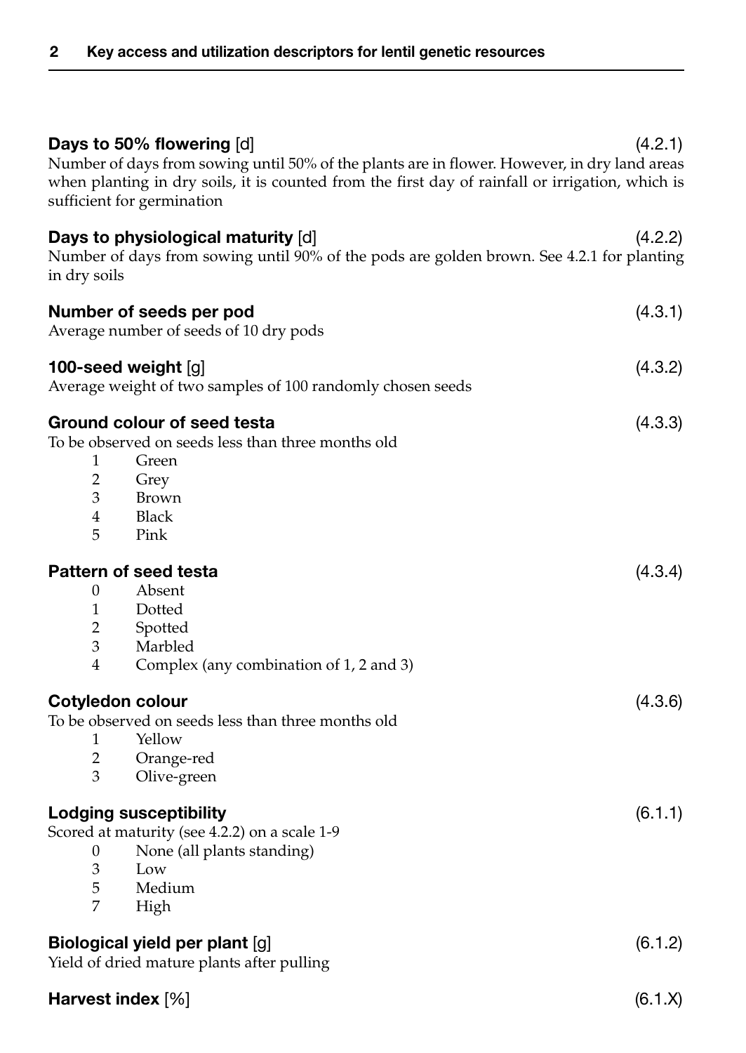**Days to 50% flowering** [d] (4.2.1)

Number of days from sowing until 50% of the plants are in flower. However, in dry land areas when planting in dry soils, it is counted from the first day of rainfall or irrigation, which is sufficient for germination

**Days to physiological maturity** [d] (4.2.2)

Number of days from sowing until 90% of the pods are golden brown. See 4.2.1 for planting in dry soils

**Number of seeds per pod** (4.3.1)

Average number of seeds of 10 dry pods

**100-seed weight** [g] (4.3.2)

Average weight of two samples of 100 randomly chosen seeds

**Ground colour of seed testa** (4.3.3)

To be observed on seeds less than three months old

- 1 Green
- 2 Grey
- 3 Brown
- 4 Black
- 5 Pink

**Pattern of seed testa** (4.3.4)

- 0 Absent
- 1 Dotted
- 2 Spotted
- 3 Marbled
- 4 Complex (any combination of 1, 2 and 3)

**Cotyledon colour** (4.3.6)

To be observed on seeds less than three months old

- 1 Yellow
- 2 Orange-red
- 3 Olive-green

**Lodging susceptibility** (6.1.1)

Scored at maturity (see 4.2.2) on a scale 1-9

- 0 None (all plants standing)
- 3 Low
- 5 Medium
- 7 High

**Biological yield per plant** [g] (6.1.2)

Yield of dried mature plants after pulling

**Harvest index** [%] (6.1.X)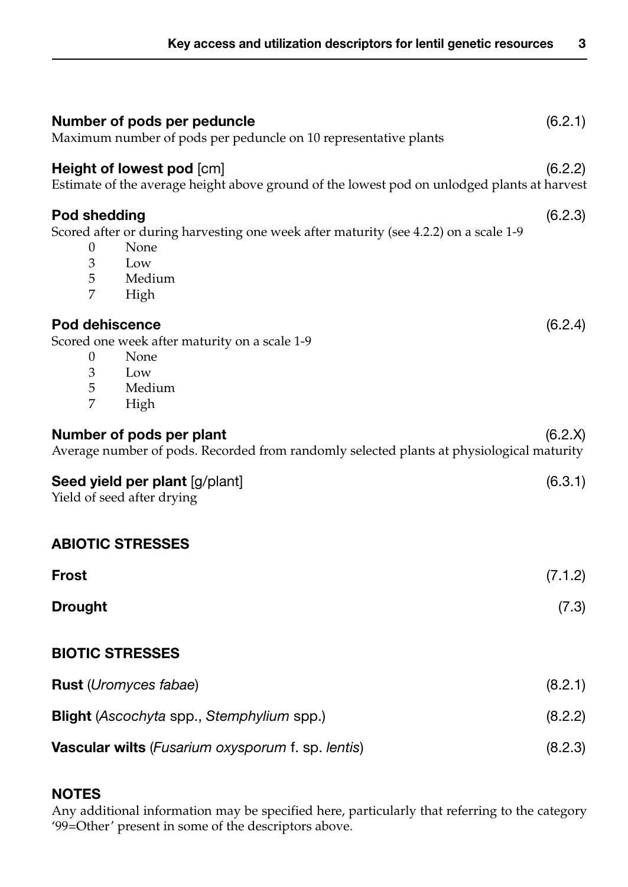**Number of pods per peduncle** (6.2.1)
Maximum number of pods per peduncle on 10 representative plants

**Height of lowest pod** [cm] (6.2.2)
Estimate of the average height above ground of the lowest pod on unlodged plants at harvest

**Pod shedding** (6.2.3)
Scored after or during harvesting one week after maturity (see 4.2.2) on a scale 1-9

- 0 None
- 3 Low
- 5 Medium
- 7 High

**Pod dehiscence** (6.2.4)
Scored one week after maturity on a scale 1-9

- 0 None
- 3 Low
- 5 Medium
- 7 High

**Number of pods per plant** (6.2.X)
Average number of pods. Recorded from randomly selected plants at physiological maturity

**Seed yield per plant** [g/plant] (6.3.1)
Yield of seed after drying

## ABIOTIC STRESSES

**Frost** (7.1.2)

**Drought** (7.3)

## BIOTIC STRESSES

**Rust** (*Uromyces fabae*) (8.2.1)

**Blight** (*Ascochyta* spp., *Stemphylium* spp.) (8.2.2)

**Vascular wilts** (*Fusarium oxysporum* f. sp. *lentis*) (8.2.3)

## NOTES

Any additional information may be specified here, particularly that referring to the category '99=Other' present in some of the descriptors above.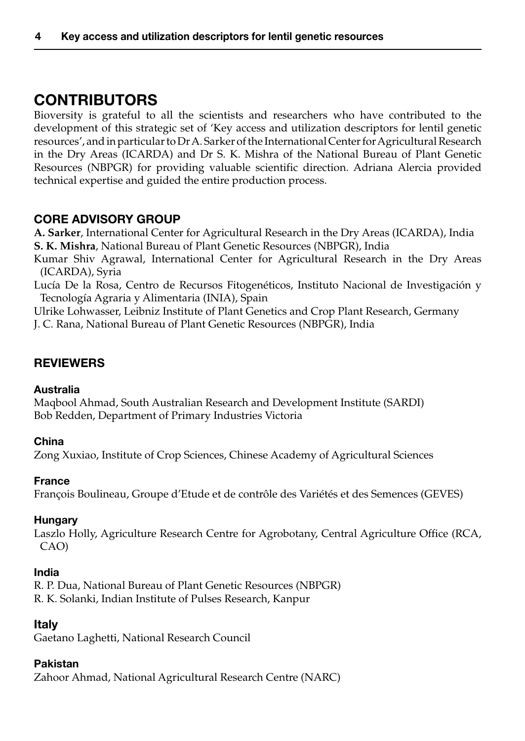# CONTRIBUTORS

Bioversity is grateful to all the scientists and researchers who have contributed to the development of this strategic set of 'Key access and utilization descriptors for lentil genetic resources', and in particular to Dr A. Sarker of the International Center for Agricultural Research in the Dry Areas (ICARDA) and Dr S. K. Mishra of the National Bureau of Plant Genetic Resources (NBPGR) for providing valuable scientific direction. Adriana Alercia provided technical expertise and guided the entire production process.

## CORE ADVISORY GROUP

**A. Sarker**, International Center for Agricultural Research in the Dry Areas (ICARDA), India
**S. K. Mishra**, National Bureau of Plant Genetic Resources (NBPGR), India
Kumar Shiv Agrawal, International Center for Agricultural Research in the Dry Areas (ICARDA), Syria
Lucía De la Rosa, Centro de Recursos Fitogenéticos, Instituto Nacional de Investigación y Tecnología Agraria y Alimentaria (INIA), Spain
Ulrike Lohwasser, Leibniz Institute of Plant Genetics and Crop Plant Research, Germany
J. C. Rana, National Bureau of Plant Genetic Resources (NBPGR), India

## REVIEWERS

### Australia

Maqbool Ahmad, South Australian Research and Development Institute (SARDI)
Bob Redden, Department of Primary Industries Victoria

### China

Zong Xuxiao, Institute of Crop Sciences, Chinese Academy of Agricultural Sciences

### France

François Boulineau, Groupe d'Etude et de contrôle des Variétés et des Semences (GEVES)

### Hungary

Laszlo Holly, Agriculture Research Centre for Agrobotany, Central Agriculture Office (RCA, CAO)

### India

R. P. Dua, National Bureau of Plant Genetic Resources (NBPGR)
R. K. Solanki, Indian Institute of Pulses Research, Kanpur

### Italy

Gaetano Laghetti, National Research Council

### Pakistan

Zahoor Ahmad, National Agricultural Research Centre (NARC)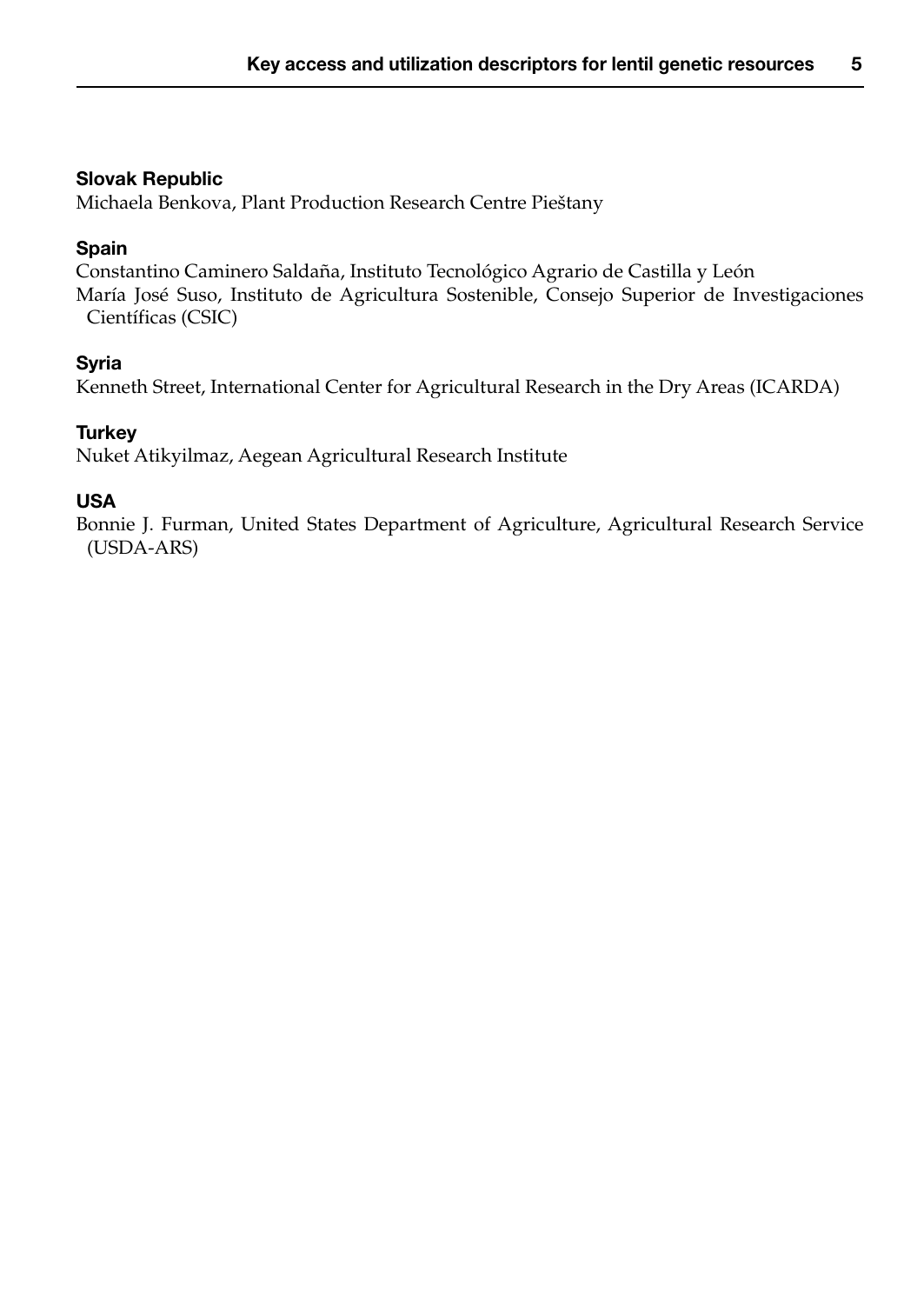**Slovak Republic**
Michaela Benkova, Plant Production Research Centre Piešťany

**Spain**
Constantino Caminero Saldaña, Instituto Tecnológico Agrario de Castilla y León
María José Suso, Instituto de Agricultura Sostenible, Consejo Superior de Investigaciones Científicas (CSIC)

**Syria**
Kenneth Street, International Center for Agricultural Research in the Dry Areas (ICARDA)

**Turkey**
Nuket Atikyilmaz, Aegean Agricultural Research Institute

**USA**
Bonnie J. Furman, United States Department of Agriculture, Agricultural Research Service (USDA-ARS)